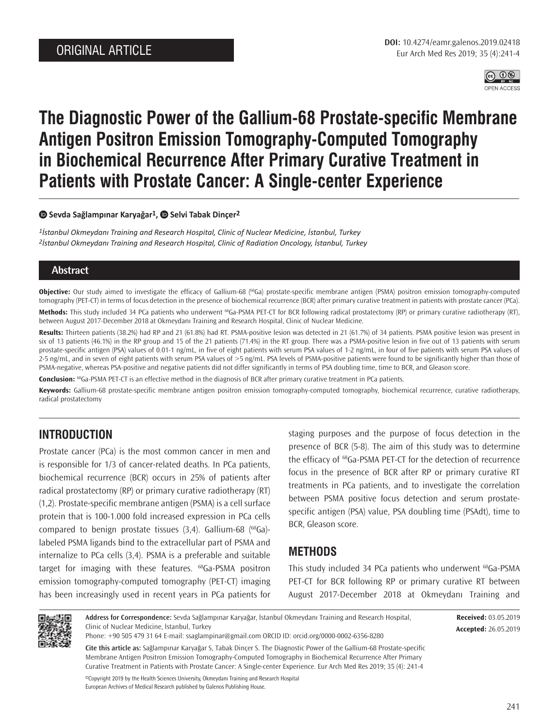ORIGINAL ARTICLE

DOI: 10.4274/eamr.galenos.2019.02418

# The Diagnostic Power of the Gallium-68 Prostate-specific Membrane Antigen Positron Emission Tomography-Computed Tomography in Biochemical Recurrence After Primary Curative Treatment in Patients with Prostate Cancer: A Single-center Experience

**Sevda Sağlampınar Karyağar[1], Selvi Tabak Dinçer[2]**

*[1]İstanbul Okmeydanı Training and Research Hospital, Clinic of Nuclear Medicine, İstanbul, Turkey*
*[2]İstanbul Okmeydanı Training and Research Hospital, Clinic of Radiation Oncology, İstanbul, Turkey*

## Abstract

**Objective:** Our study aimed to investigate the efficacy of Gallium-68 ($^{68}$Ga) prostate-specific membrane antigen (PSMA) positron emission tomography-computed tomography (PET-CT) in terms of focus detection in the presence of biochemical recurrence (BCR) after primary curative treatment in patients with prostate cancer (PCa).

**Methods:** This study included 34 PCa patients who underwent $^{68}$Ga-PSMA PET-CT for BCR following radical prostatectomy (RP) or primary curative radiotherapy (RT), between August 2017-December 2018 at Okmeydanı Training and Research Hospital, Clinic of Nuclear Medicine.

**Results:** Thirteen patients (38.2%) had RP and 21 (61.8%) had RT. PSMA-positive lesion was detected in 21 (61.7%) of 34 patients. PSMA positive lesion was present in six of 13 patients (46.1%) in the RP group and 15 of the 21 patients (71.4%) in the RT group. There was a PSMA-positive lesion in five out of 13 patients with serum prostate-specific antigen (PSA) values of 0.01-1 ng/mL, in five of eight patients with serum PSA values of 1-2 ng/mL, in four of five patients with serum PSA values of 2-5 ng/mL, and in seven of eight patients with serum PSA values of >5 ng/mL. PSA levels of PSMA-positive patients were found to be significantly higher than those of PSMA-negative, whereas PSA-positive and negative patients did not differ significantly in terms of PSA doubling time, time to BCR, and Gleason score.

**Conclusion:** $^{68}$Ga-PSMA PET-CT is an effective method in the diagnosis of BCR after primary curative treatment in PCa patients.

**Keywords:** Gallium-68 prostate-specific membrane antigen positron emission tomography-computed tomography, biochemical recurrence, curative radiotherapy, radical prostatectomy

## INTRODUCTION

Prostate cancer (PCa) is the most common cancer in men and is responsible for 1/3 of cancer-related deaths. In PCa patients, biochemical recurrence (BCR) occurs in 25% of patients after radical prostatectomy (RP) or primary curative radiotherapy (RT) (1,2). Prostate-specific membrane antigen (PSMA) is a cell surface protein that is 100-1.000 fold increased expression in PCa cells compared to benign prostate tissues (3,4). Gallium-68 ($^{68}$Ga)-labeled PSMA ligands bind to the extracellular part of PSMA and internalize to PCa cells (3,4). PSMA is a preferable and suitable target for imaging with these features. $^{68}$Ga-PSMA positron emission tomography-computed tomography (PET-CT) imaging has been increasingly used in recent years in PCa patients for staging purposes and the purpose of focus detection in the presence of BCR (5-8). The aim of this study was to determine the efficacy of $^{68}$Ga-PSMA PET-CT for the detection of recurrence focus in the presence of BCR after RP or primary curative RT treatments in PCa patients, and to investigate the correlation between PSMA positive focus detection and serum prostate-specific antigen (PSA) value, PSA doubling time (PSAdt), time to BCR, Gleason score.

## METHODS

This study included 34 PCa patients who underwent $^{68}$Ga-PSMA PET-CT for BCR following RP or primary curative RT between August 2017-December 2018 at Okmeydanı Training and

**Address for Correspondence:** Sevda Sağlampınar Karyağar, İstanbul Okmeydanı Training and Research Hospital, Clinic of Nuclear Medicine, İstanbul, Turkey
Phone: +90 505 479 31 64 E-mail: ssaglampinar@gmail.com ORCID ID: orcid.org/0000-0002-6356-8280

**Received:** 03.05.2019
**Accepted:** 26.05.2019

**Cite this article as:** Sağlampınar Karyağar S, Tabak Dinçer S. The Diagnostic Power of the Gallium-68 Prostate-specific Membrane Antigen Positron Emission Tomography-Computed Tomography in Biochemical Recurrence After Primary Curative Treatment in Patients with Prostate Cancer: A Single-center Experience. Eur Arch Med Res 2019; 35 (4): 241-4

©Copyright 2019 by the Health Sciences University, Okmeydanı Training and Research Hospital
European Archives of Medical Research published by Galenos Publishing House.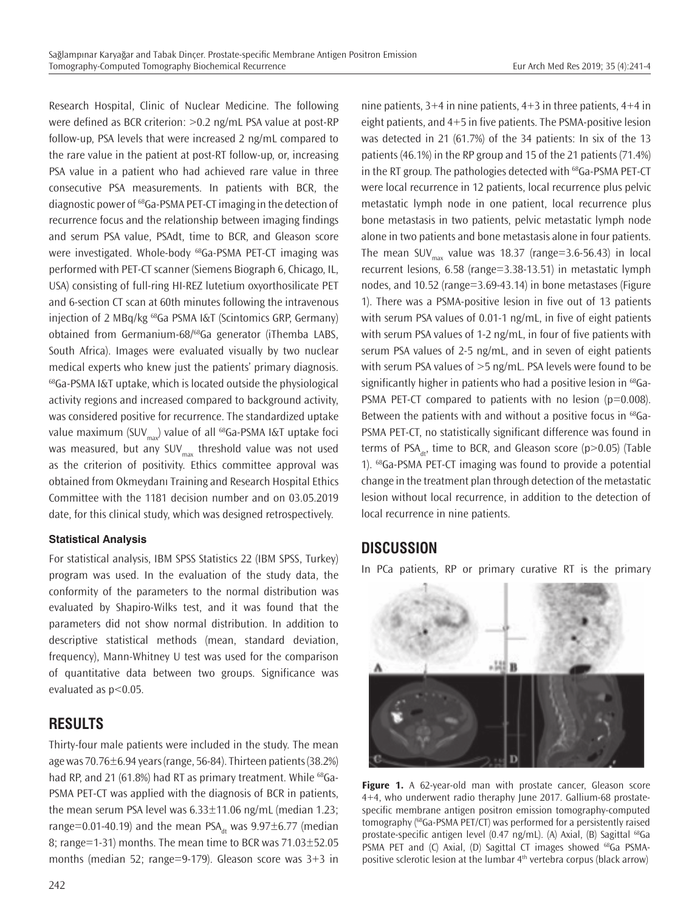Research Hospital, Clinic of Nuclear Medicine. The following were defined as BCR criterion: >0.2 ng/mL PSA value at post-RP follow-up, PSA levels that were increased 2 ng/mL compared to the rare value in the patient at post-RT follow-up, or, increasing PSA value in a patient who had achieved rare value in three consecutive PSA measurements. In patients with BCR, the diagnostic power of $^{68}$Ga-PSMA PET-CT imaging in the detection of recurrence focus and the relationship between imaging findings and serum PSA value, PSAdt, time to BCR, and Gleason score were investigated. Whole-body $^{68}$Ga-PSMA PET-CT imaging was performed with PET-CT scanner (Siemens Biograph 6, Chicago, IL, USA) consisting of full-ring HI-REZ lutetium oxyorthosilicate PET and 6-section CT scan at 60th minutes following the intravenous injection of 2 MBq/kg $^{68}$Ga PSMA I&T (Scintomics GRP, Germany) obtained from Germanium-68/$^{68}$Ga generator (iThemba LABS, South Africa). Images were evaluated visually by two nuclear medical experts who knew just the patients' primary diagnosis. $^{68}$Ga-PSMA I&T uptake, which is located outside the physiological activity regions and increased compared to background activity, was considered positive for recurrence. The standardized uptake value maximum ($SUV_{max}$) value of all $^{68}$Ga-PSMA I&T uptake foci was measured, but any $SUV_{max}$ threshold value was not used as the criterion of positivity. Ethics committee approval was obtained from Okmeydanı Training and Research Hospital Ethics Committee with the 1181 decision number and on 03.05.2019 date, for this clinical study, which was designed retrospectively.

### Statistical Analysis

For statistical analysis, IBM SPSS Statistics 22 (IBM SPSS, Turkey) program was used. In the evaluation of the study data, the conformity of the parameters to the normal distribution was evaluated by Shapiro-Wilks test, and it was found that the parameters did not show normal distribution. In addition to descriptive statistical methods (mean, standard deviation, frequency), Mann-Whitney U test was used for the comparison of quantitative data between two groups. Significance was evaluated as $p<0.05$.

## RESULTS

Thirty-four male patients were included in the study. The mean age was 70.76±6.94 years (range, 56-84). Thirteen patients (38.2%) had RP, and 21 (61.8%) had RT as primary treatment. While $^{68}$Ga-PSMA PET-CT was applied with the diagnosis of BCR in patients, the mean serum PSA level was 6.33±11.06 ng/mL (median 1.23; range=0.01-40.19) and the mean $PSA_{dt}$ was 9.97±6.77 (median 8; range=1-31) months. The mean time to BCR was 71.03±52.05 months (median 52; range=9-179). Gleason score was 3+3 in nine patients, 3+4 in nine patients, 4+3 in three patients, 4+4 in eight patients, and 4+5 in five patients. The PSMA-positive lesion was detected in 21 (61.7%) of the 34 patients: In six of the 13 patients (46.1%) in the RP group and 15 of the 21 patients (71.4%) in the RT group. The pathologies detected with $^{68}$Ga-PSMA PET-CT were local recurrence in 12 patients, local recurrence plus pelvic metastatic lymph node in one patient, local recurrence plus bone metastasis in two patients, pelvic metastatic lymph node alone in two patients and bone metastasis alone in four patients. The mean $SUV_{max}$ value was 18.37 (range=3.6-56.43) in local recurrent lesions, 6.58 (range=3.38-13.51) in metastatic lymph nodes, and 10.52 (range=3.69-43.14) in bone metastases (Figure 1). There was a PSMA-positive lesion in five out of 13 patients with serum PSA values of 0.01-1 ng/mL, in five of eight patients with serum PSA values of 1-2 ng/mL, in four of five patients with serum PSA values of 2-5 ng/mL, and in seven of eight patients with serum PSA values of >5 ng/mL. PSA levels were found to be significantly higher in patients who had a positive lesion in $^{68}$Ga-PSMA PET-CT compared to patients with no lesion ($p=0.008$). Between the patients with and without a positive focus in $^{68}$Ga-PSMA PET-CT, no statistically significant difference was found in terms of $PSA_{dt}$, time to BCR, and Gleason score ($p>0.05$) (Table 1). $^{68}$Ga-PSMA PET-CT imaging was found to provide a potential change in the treatment plan through detection of the metastatic lesion without local recurrence, in addition to the detection of local recurrence in nine patients.

## DISCUSSION

In PCa patients, RP or primary curative RT is the primary

**Figure 1.** A 62-year-old man with prostate cancer, Gleason score 4+4, who underwent radio theraphy June 2017. Gallium-68 prostate-specific membrane antigen positron emission tomography-computed tomography ($^{68}$Ga-PSMA PET/CT) was performed for a persistently raised prostate-specific antigen level (0.47 ng/mL). (A) Axial, (B) Sagittal $^{68}$Ga PSMA PET and (C) Axial, (D) Sagittal CT images showed $^{68}$Ga PSMA-positive sclerotic lesion at the lumbar 4th vertebra corpus (black arrow)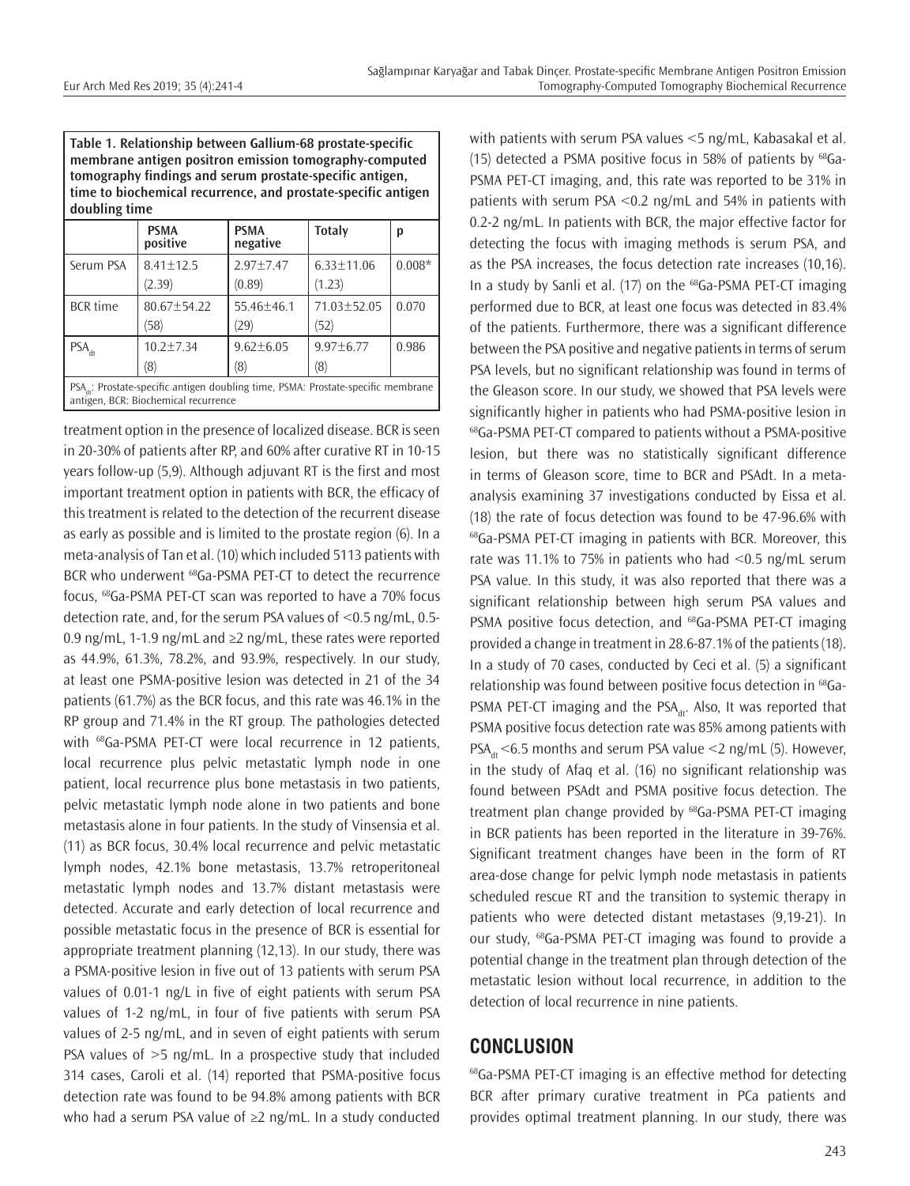**Table 1. Relationship between Gallium-68 prostate-specific membrane antigen positron emission tomography-computed tomography findings and serum prostate-specific antigen, time to biochemical recurrence, and prostate-specific antigen doubling time**

| | PSMA positive | PSMA negative | Totaly | p |
|---|---|---|---|---|
| Serum PSA | 8.41±12.5 (2.39) | 2.97±7.47 (0.89) | 6.33±11.06 (1.23) | 0.008* |
| BCR time | 80.67±54.22 (58) | 55.46±46.1 (29) | 71.03±52.05 (52) | 0.070 |
| $PSA_{dt}$ | 10.2±7.34 (8) | 9.62±6.05 (8) | 9.97±6.77 (8) | 0.986 |

$PSA_{dt}$: Prostate-specific antigen doubling time, PSMA: Prostate-specific membrane antigen, BCR: Biochemical recurrence

treatment option in the presence of localized disease. BCR is seen in 20-30% of patients after RP, and 60% after curative RT in 10-15 years follow-up (5,9). Although adjuvant RT is the first and most important treatment option in patients with BCR, the efficacy of this treatment is related to the detection of the recurrent disease as early as possible and is limited to the prostate region (6). In a meta-analysis of Tan et al. (10) which included 5113 patients with BCR who underwent $^{68}$Ga-PSMA PET-CT to detect the recurrence focus, $^{68}$Ga-PSMA PET-CT scan was reported to have a 70% focus detection rate, and, for the serum PSA values of <0.5 ng/mL, 0.5-0.9 ng/mL, 1-1.9 ng/mL and ≥2 ng/mL, these rates were reported as 44.9%, 61.3%, 78.2%, and 93.9%, respectively. In our study, at least one PSMA-positive lesion was detected in 21 of the 34 patients (61.7%) as the BCR focus, and this rate was 46.1% in the RP group and 71.4% in the RT group. The pathologies detected with $^{68}$Ga-PSMA PET-CT were local recurrence in 12 patients, local recurrence plus pelvic metastatic lymph node in one patient, local recurrence plus bone metastasis in two patients, pelvic metastatic lymph node alone in two patients and bone metastasis alone in four patients. In the study of Vinsensia et al. (11) as BCR focus, 30.4% local recurrence and pelvic metastatic lymph nodes, 42.1% bone metastasis, 13.7% retroperitoneal metastatic lymph nodes and 13.7% distant metastasis were detected. Accurate and early detection of local recurrence and possible metastatic focus in the presence of BCR is essential for appropriate treatment planning (12,13). In our study, there was a PSMA-positive lesion in five out of 13 patients with serum PSA values of 0.01-1 ng/L in five of eight patients with serum PSA values of 1-2 ng/mL, in four of five patients with serum PSA values of 2-5 ng/mL, and in seven of eight patients with serum PSA values of >5 ng/mL. In a prospective study that included 314 cases, Caroli et al. (14) reported that PSMA-positive focus detection rate was found to be 94.8% among patients with BCR who had a serum PSA value of ≥2 ng/mL. In a study conducted with patients with serum PSA values <5 ng/mL, Kabasakal et al. (15) detected a PSMA positive focus in 58% of patients by $^{68}$Ga-PSMA PET-CT imaging, and, this rate was reported to be 31% in patients with serum PSA <0.2 ng/mL and 54% in patients with 0.2-2 ng/mL. In patients with BCR, the major effective factor for detecting the focus with imaging methods is serum PSA, and as the PSA increases, the focus detection rate increases (10,16). In a study by Sanli et al. (17) on the $^{68}$Ga-PSMA PET-CT imaging performed due to BCR, at least one focus was detected in 83.4% of the patients. Furthermore, there was a significant difference between the PSA positive and negative patients in terms of serum PSA levels, but no significant relationship was found in terms of the Gleason score. In our study, we showed that PSA levels were significantly higher in patients who had PSMA-positive lesion in $^{68}$Ga-PSMA PET-CT compared to patients without a PSMA-positive lesion, but there was no statistically significant difference in terms of Gleason score, time to BCR and PSAdt. In a meta-analysis examining 37 investigations conducted by Eissa et al. (18) the rate of focus detection was found to be 47-96.6% with $^{68}$Ga-PSMA PET-CT imaging in patients with BCR. Moreover, this rate was 11.1% to 75% in patients who had <0.5 ng/mL serum PSA value. In this study, it was also reported that there was a significant relationship between high serum PSA values and PSMA positive focus detection, and $^{68}$Ga-PSMA PET-CT imaging provided a change in treatment in 28.6-87.1% of the patients (18). In a study of 70 cases, conducted by Ceci et al. (5) a significant relationship was found between positive focus detection in $^{68}$Ga-PSMA PET-CT imaging and the $PSA_{dt}$. Also, It was reported that PSMA positive focus detection rate was 85% among patients with $PSA_{dt}$ <6.5 months and serum PSA value <2 ng/mL (5). However, in the study of Afaq et al. (16) no significant relationship was found between PSAdt and PSMA positive focus detection. The treatment plan change provided by $^{68}$Ga-PSMA PET-CT imaging in BCR patients has been reported in the literature in 39-76%. Significant treatment changes have been in the form of RT area-dose change for pelvic lymph node metastasis in patients scheduled rescue RT and the transition to systemic therapy in patients who were detected distant metastases (9,19-21). In our study, $^{68}$Ga-PSMA PET-CT imaging was found to provide a potential change in the treatment plan through detection of the metastatic lesion without local recurrence, in addition to the detection of local recurrence in nine patients.

## CONCLUSION

$^{68}$Ga-PSMA PET-CT imaging is an effective method for detecting BCR after primary curative treatment in PCa patients and provides optimal treatment planning. In our study, there was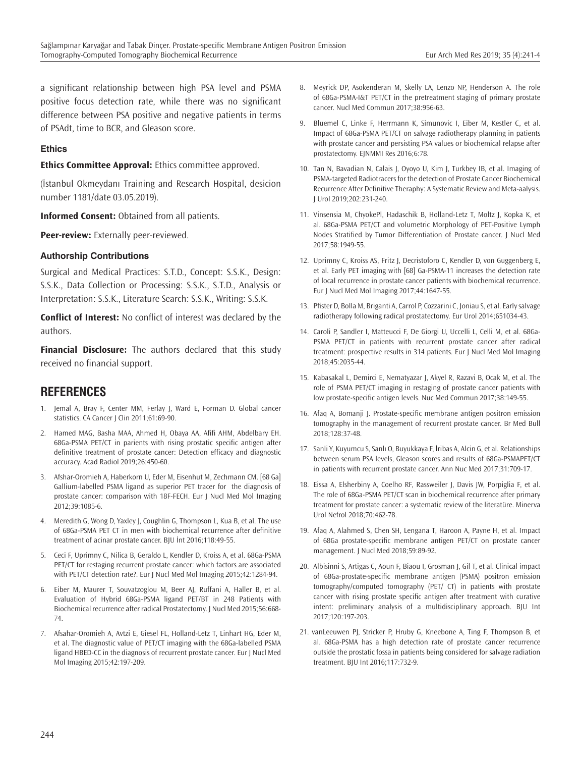a significant relationship between high PSA level and PSMA positive focus detection rate, while there was no significant difference between PSA positive and negative patients in terms of PSAdt, time to BCR, and Gleason score.

### Ethics

**Ethics Committee Approval:** Ethics committee approved.

(İstanbul Okmeydanı Training and Research Hospital, desicion number 1181/date 03.05.2019).

**Informed Consent:** Obtained from all patients.

**Peer-review:** Externally peer-reviewed.

### Authorship Contributions

Surgical and Medical Practices: S.T.D., Concept: S.S.K., Design: S.S.K., Data Collection or Processing: S.S.K., S.T.D., Analysis or Interpretation: S.S.K., Literature Search: S.S.K., Writing: S.S.K.

**Conflict of Interest:** No conflict of interest was declared by the authors.

**Financial Disclosure:** The authors declared that this study received no financial support.

## REFERENCES

1. Jemal A, Bray F, Center MM, Ferlay J, Ward E, Forman D. Global cancer statistics. CA Cancer J Clin 2011;61:69-90.
2. Hamed MAG, Basha MAA, Ahmed H, Obaya AA, Afifi AHM, Abdelbary EH. 68Ga-PSMA PET/CT in parients with rising prostatic specific antigen after definitive treatment of prostate cancer: Detection efficacy and diagnostic accuracy. Acad Radiol 2019;26:450-60.
3. Afshar-Oromieh A, Haberkorn U, Eder M, Eisenhut M, Zechmann CM. [68 Ga] Gallium-labelled PSMA ligand as superior PET tracer for the diagnosis of prostate cancer: comparison with 18F-FECH. Eur J Nucl Med Mol Imaging 2012;39:1085-6.
4. Meredith G, Wong D, Yaxley J, Coughlin G, Thompson L, Kua B, et al. The use of 68Ga-PSMA PET CT in men with biochemical recurrence after definitive treatment of acinar prostate cancer. BJU İnt 2016;118:49-55.
5. Ceci F, Uprimny C, Nilica B, Geraldo L, Kendler D, Kroiss A, et al. 68Ga-PSMA PET/CT for restaging recurrent prostate cancer: which factors are associated with PET/CT detection rate?. Eur J Nucl Med Mol Imaging 2015;42:1284-94.
6. Eiber M, Maurer T, Souvatzoglou M, Beer AJ, Ruffani A, Haller B, et al. Evaluation of Hybrid 68Ga-PSMA ligand PET/BT in 248 Patients with Biochemical recurrence after radical Prostatectomy. J Nucl Med 2015;56:668-74.
7. Afsahar-Oromieh A, Avtzi E, Giesel FL, Holland-Letz T, Linhart HG, Eder M, et al. The diagnostic value of PET/CT imaging with the 68Ga-labelled PSMA ligand HBED-CC in the diagnosis of recurrent prostate cancer. Eur J Nucl Med Mol Imaging 2015;42:197-209.
8. Meyrick DP, Asokenderan M, Skelly LA, Lenzo NP, Henderson A. The role of 68Ga-PSMA-I&T PET/CT in the pretreatment staging of primary prostate cancer. Nucl Med Commun 2017;38:956-63.
9. Bluemel C, Linke F, Herrmann K, Simunovic I, Eiber M, Kestler C, et al. Impact of 68Ga-PSMA PET/CT on salvage radiotherapy planning in patients with prostate cancer and persisting PSA values or biochemical relapse after prostatectomy. EJNMMI Res 2016;6:78.
10. Tan N, Bavadian N, Calais J, Oyoyo U, Kim J, Turkbey IB, et al. Imaging of PSMA-targeted Radiotracers for the detection of Prostate Cancer Biochemical Recurrence After Definitive Theraphy: A Systematic Review and Meta-aalysis. J Urol 2019;202:231-240.
11. Vinsensia M, ChyokePl, Hadaschik B, Holland-Letz T, Moltz J, Kopka K, et al. 68Ga-PSMA PET/CT and volumetric Morphology of PET-Positive Lymph Nodes Stratified by Tumor Differentiation of Prostate cancer. J Nucl Med 2017;58:1949-55.
12. Uprimny C, Kroiss AS, Fritz J, Decristoforo C, Kendler D, von Guggenberg E, et al. Early PET imaging with [68] Ga-PSMA-11 increases the detection rate of local recurrence in prostate cancer patients with biochemical recurrence. Eur J Nucl Med Mol Imaging 2017;44:1647-55.
13. Pfister D, Bolla M, Briganti A, Carrol P, Cozzarini C, Joniau S, et al. Early salvage radiotherapy following radical prostatectomy. Eur Urol 2014;651034-43.
14. Caroli P, Sandler I, Matteucci F, De Giorgi U, Uccelli L, Celli M, et al. 68Ga-PSMA PET/CT in patients with recurrent prostate cancer after radical treatment: prospective results in 314 patients. Eur J Nucl Med Mol Imaging 2018;45:2035-44.
15. Kabasakal L, Demirci E, Nematyazar J, Akyel R, Razavi B, Ocak M, et al. The role of PSMA PET/CT imaging in restaging of prostate cancer patients with low prostate-specific antigen levels. Nuc Med Commun 2017;38:149-55.
16. Afaq A, Bomanji J. Prostate-specific membrane antigen positron emission tomography in the management of recurrent prostate cancer. Br Med Bull 2018;128:37-48.
17. Sanli Y, Kuyumcu S, Sanlı O, Buyukkaya F, İribas A, Alcin G, et al. Relationships between serum PSA levels, Gleason scores and results of 68Ga-PSMAPET/CT in patients with recurrent prostate cancer. Ann Nuc Med 2017;31:709-17.
18. Eissa A, Elsherbiny A, Coelho RF, Rassweiler J, Davis JW, Porpiglia F, et al. The role of 68Ga-PSMA PET/CT scan in biochemical recurrence after primary treatment for prostate cancer: a systematic review of the literatüre. Minerva Urol Nefrol 2018;70:462-78.
19. Afaq A, Alahmed S, Chen SH, Lengana T, Haroon A, Payne H, et al. Impact of 68Ga prostate-specific membrane antigen PET/CT on prostate cancer management. J Nucl Med 2018;59:89-92.
20. Albisinni S, Artigas C, Aoun F, Biaou I, Grosman J, Gil T, et al. Clinical impact of 68Ga-prostate-specific membrane antigen (PSMA) positron emission tomography/computed tomography (PET/ CT) in patients with prostate cancer with rising prostate specific antigen after treatment with curative intent: preliminary analysis of a multidisciplinary approach. BJU Int 2017;120:197-203.
21. vanLeeuwen PJ, Stricker P, Hruby G, Kneebone A, Ting F, Thompson B, et al. 68Ga-PSMA has a high detection rate of prostate cancer recurrence outside the prostatic fossa in patients being considered for salvage radiation treatment. BJU Int 2016;117:732-9.